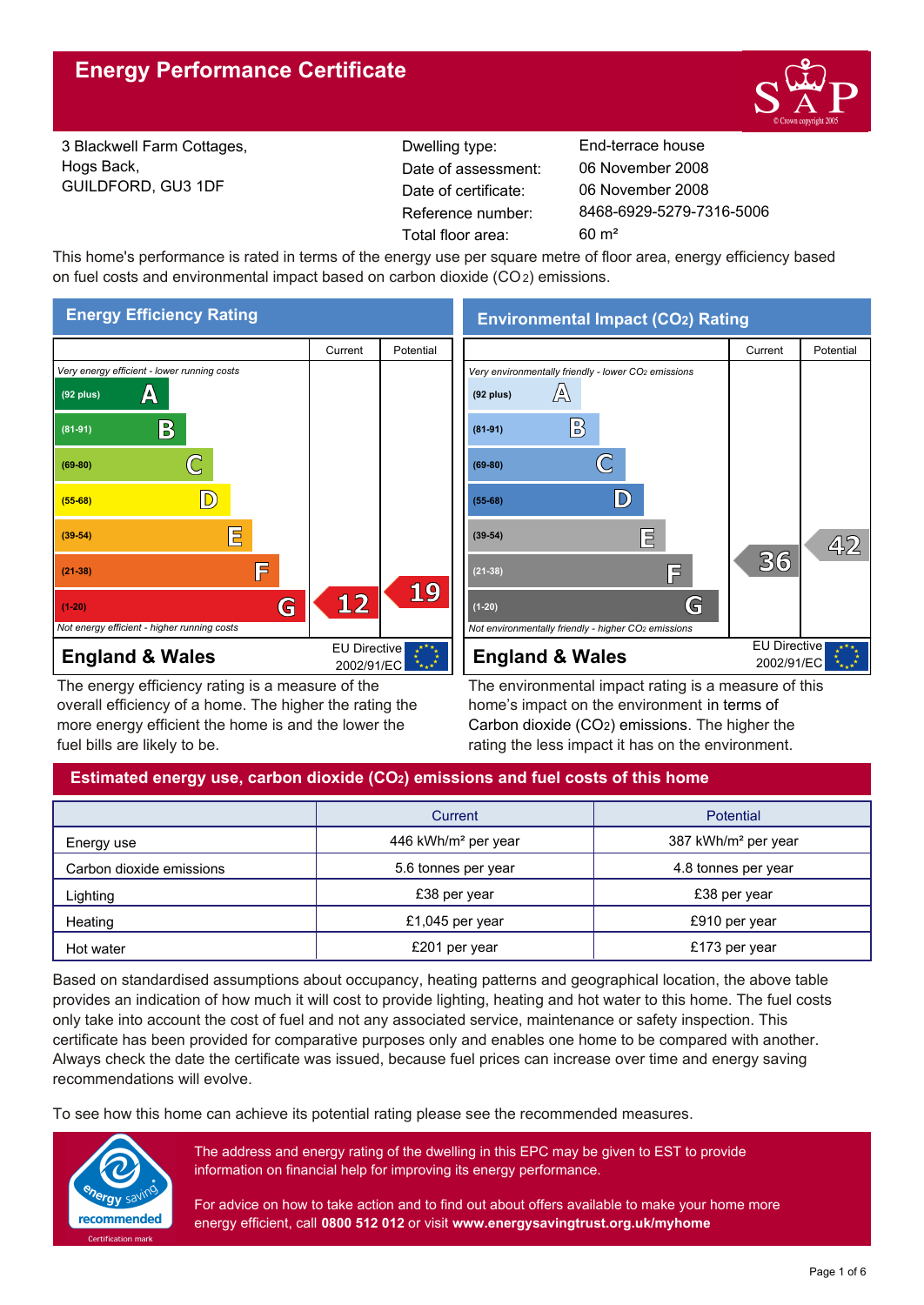# Energy Performance Certificate

3 Blackwell Farm Cottages,
Hogs Back,
GUILDFORD, GU3 1DF

| | |
|---|---|
| Dwelling type: | End-terrace house |
| Date of assessment: | 06 November 2008 |
| Date of certificate: | 06 November 2008 |
| Reference number: | 8468-6929-5279-7316-5006 |
| Total floor area: | 60 m² |

This home's performance is rated in terms of the energy use per square metre of floor area, energy efficiency based on fuel costs and environmental impact based on carbon dioxide ($CO_2$) emissions.

## Energy Efficiency Rating

| | Current | Potential |
|---|---|---|
| *Very energy efficient - lower running costs* | | |
| (92 plus) A | | |
| (81-91) B | | |
| (69-80) C | | |
| (55-68) D | | |
| (39-54) E | | |
| (21-38) F | | |
| (1-20) G | 12 | 19 |
| *Not energy efficient - higher running costs* | | |

**England & Wales** — EU Directive 2002/91/EC

The energy efficiency rating is a measure of the overall efficiency of a home. The higher the rating the more energy efficient the home is and the lower the fuel bills are likely to be.

## Environmental Impact ($CO_2$) Rating

| | Current | Potential |
|---|---|---|
| *Very environmentally friendly - lower $CO_2$ emissions* | | |
| (92 plus) A | | |
| (81-91) B | | |
| (69-80) C | | |
| (55-68) D | | |
| (39-54) E | | 42 |
| (21-38) F | 36 | |
| (1-20) G | | |
| *Not environmentally friendly - higher $CO_2$ emissions* | | |

**England & Wales** — EU Directive 2002/91/EC

The environmental impact rating is a measure of this home's impact on the environment in terms of Carbon dioxide ($CO_2$) emissions. The higher the rating the less impact it has on the environment.

## Estimated energy use, carbon dioxide ($CO_2$) emissions and fuel costs of this home

| | Current | Potential |
|---|---|---|
| Energy use | 446 kWh/m² per year | 387 kWh/m² per year |
| Carbon dioxide emissions | 5.6 tonnes per year | 4.8 tonnes per year |
| Lighting | £38 per year | £38 per year |
| Heating | £1,045 per year | £910 per year |
| Hot water | £201 per year | £173 per year |

Based on standardised assumptions about occupancy, heating patterns and geographical location, the above table provides an indication of how much it will cost to provide lighting, heating and hot water to this home. The fuel costs only take into account the cost of fuel and not any associated service, maintenance or safety inspection. This certificate has been provided for comparative purposes only and enables one home to be compared with another. Always check the date the certificate was issued, because fuel prices can increase over time and energy saving recommendations will evolve.

To see how this home can achieve its potential rating please see the recommended measures.

The address and energy rating of the dwelling in this EPC may be given to EST to provide information on financial help for improving its energy performance.

For advice on how to take action and to find out about offers available to make your home more energy efficient, call **0800 512 012** or visit **www.energysavingtrust.org.uk/myhome**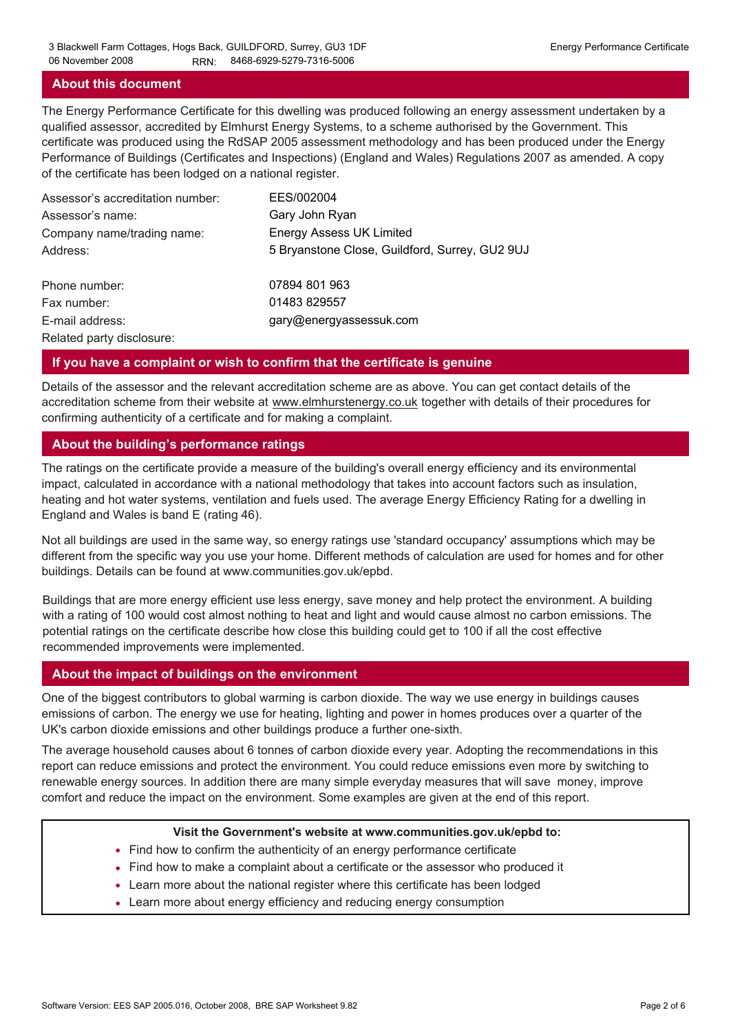## About this document

The Energy Performance Certificate for this dwelling was produced following an energy assessment undertaken by a qualified assessor, accredited by Elmhurst Energy Systems, to a scheme authorised by the Government. This certificate was produced using the RdSAP 2005 assessment methodology and has been produced under the Energy Performance of Buildings (Certificates and Inspections) (England and Wales) Regulations 2007 as amended. A copy of the certificate has been lodged on a national register.

| | |
|---|---|
| Assessor's accreditation number: | EES/002004 |
| Assessor's name: | Gary John Ryan |
| Company name/trading name: | Energy Assess UK Limited |
| Address: | 5 Bryanstone Close, Guildford, Surrey, GU2 9UJ |
| Phone number: | 07894 801 963 |
| Fax number: | 01483 829557 |
| E-mail address: | gary@energyassessuk.com |
| Related party disclosure: | |

## If you have a complaint or wish to confirm that the certificate is genuine

Details of the assessor and the relevant accreditation scheme are as above. You can get contact details of the accreditation scheme from their website at www.elmhurstenergy.co.uk together with details of their procedures for confirming authenticity of a certificate and for making a complaint.

## About the building's performance ratings

The ratings on the certificate provide a measure of the building's overall energy efficiency and its environmental impact, calculated in accordance with a national methodology that takes into account factors such as insulation, heating and hot water systems, ventilation and fuels used. The average Energy Efficiency Rating for a dwelling in England and Wales is band E (rating 46).

Not all buildings are used in the same way, so energy ratings use 'standard occupancy' assumptions which may be different from the specific way you use your home. Different methods of calculation are used for homes and for other buildings. Details can be found at www.communities.gov.uk/epbd.

Buildings that are more energy efficient use less energy, save money and help protect the environment. A building with a rating of 100 would cost almost nothing to heat and light and would cause almost no carbon emissions. The potential ratings on the certificate describe how close this building could get to 100 if all the cost effective recommended improvements were implemented.

## About the impact of buildings on the environment

One of the biggest contributors to global warming is carbon dioxide. The way we use energy in buildings causes emissions of carbon. The energy we use for heating, lighting and power in homes produces over a quarter of the UK's carbon dioxide emissions and other buildings produce a further one-sixth.

The average household causes about 6 tonnes of carbon dioxide every year. Adopting the recommendations in this report can reduce emissions and protect the environment. You could reduce emissions even more by switching to renewable energy sources. In addition there are many simple everyday measures that will save money, improve comfort and reduce the impact on the environment. Some examples are given at the end of this report.

**Visit the Government's website at www.communities.gov.uk/epbd to:**

- Find how to confirm the authenticity of an energy performance certificate
- Find how to make a complaint about a certificate or the assessor who produced it
- Learn more about the national register where this certificate has been lodged
- Learn more about energy efficiency and reducing energy consumption

Software Version: EES SAP 2005.016, October 2008, BRE SAP Worksheet 9.82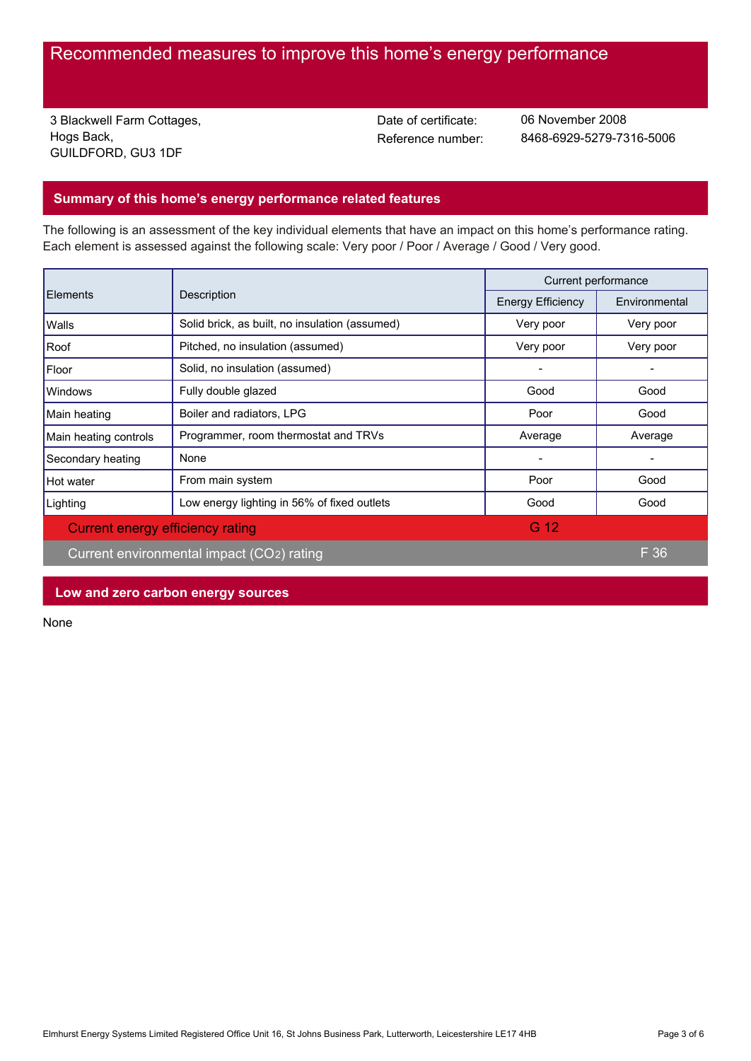# Recommended measures to improve this home's energy performance

3 Blackwell Farm Cottages,
Hogs Back,
GUILDFORD, GU3 1DF

Date of certificate: 06 November 2008
Reference number: 8468-6929-5279-7316-5006

## Summary of this home's energy performance related features

The following is an assessment of the key individual elements that have an impact on this home's performance rating. Each element is assessed against the following scale: Very poor / Poor / Average / Good / Very good.

| Elements | Description | Current performance | |
|---|---|---|---|
| | | Energy Efficiency | Environmental |
| Walls | Solid brick, as built, no insulation (assumed) | Very poor | Very poor |
| Roof | Pitched, no insulation (assumed) | Very poor | Very poor |
| Floor | Solid, no insulation (assumed) | - | - |
| Windows | Fully double glazed | Good | Good |
| Main heating | Boiler and radiators, LPG | Poor | Good |
| Main heating controls | Programmer, room thermostat and TRVs | Average | Average |
| Secondary heating | None | - | - |
| Hot water | From main system | Poor | Good |
| Lighting | Low energy lighting in 56% of fixed outlets | Good | Good |
| Current energy efficiency rating | | G 12 | |
| Current environmental impact ($CO_2$) rating | | | F 36 |

## Low and zero carbon energy sources

None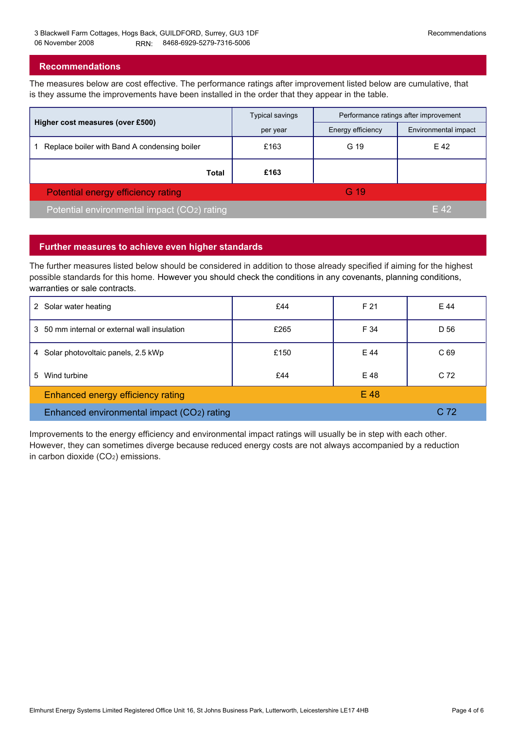## Recommendations

The measures below are cost effective. The performance ratings after improvement listed below are cumulative, that is they assume the improvements have been installed in the order that they appear in the table.

| Higher cost measures (over £500) | Typical savings per year | Performance ratings after improvement | |
|---|---|---|---|
| | | Energy efficiency | Environmental impact |
| 1 Replace boiler with Band A condensing boiler | £163 | G 19 | E 42 |
| **Total** | **£163** | | |
| Potential energy efficiency rating | | G 19 | |
| Potential environmental impact ($CO_2$) rating | | | E 42 |

## Further measures to achieve even higher standards

The further measures listed below should be considered in addition to those already specified if aiming for the highest possible standards for this home. However you should check the conditions in any covenants, planning conditions, warranties or sale contracts.

| Measure | Typical savings per year | Energy efficiency | Environmental impact |
|---|---|---|---|
| 2 Solar water heating | £44 | F 21 | E 44 |
| 3 50 mm internal or external wall insulation | £265 | F 34 | D 56 |
| 4 Solar photovoltaic panels, 2.5 kWp | £150 | E 44 | C 69 |
| 5 Wind turbine | £44 | E 48 | C 72 |
| Enhanced energy efficiency rating | | E 48 | |
| Enhanced environmental impact ($CO_2$) rating | | | C 72 |

Improvements to the energy efficiency and environmental impact ratings will usually be in step with each other. However, they can sometimes diverge because reduced energy costs are not always accompanied by a reduction in carbon dioxide ($CO_2$) emissions.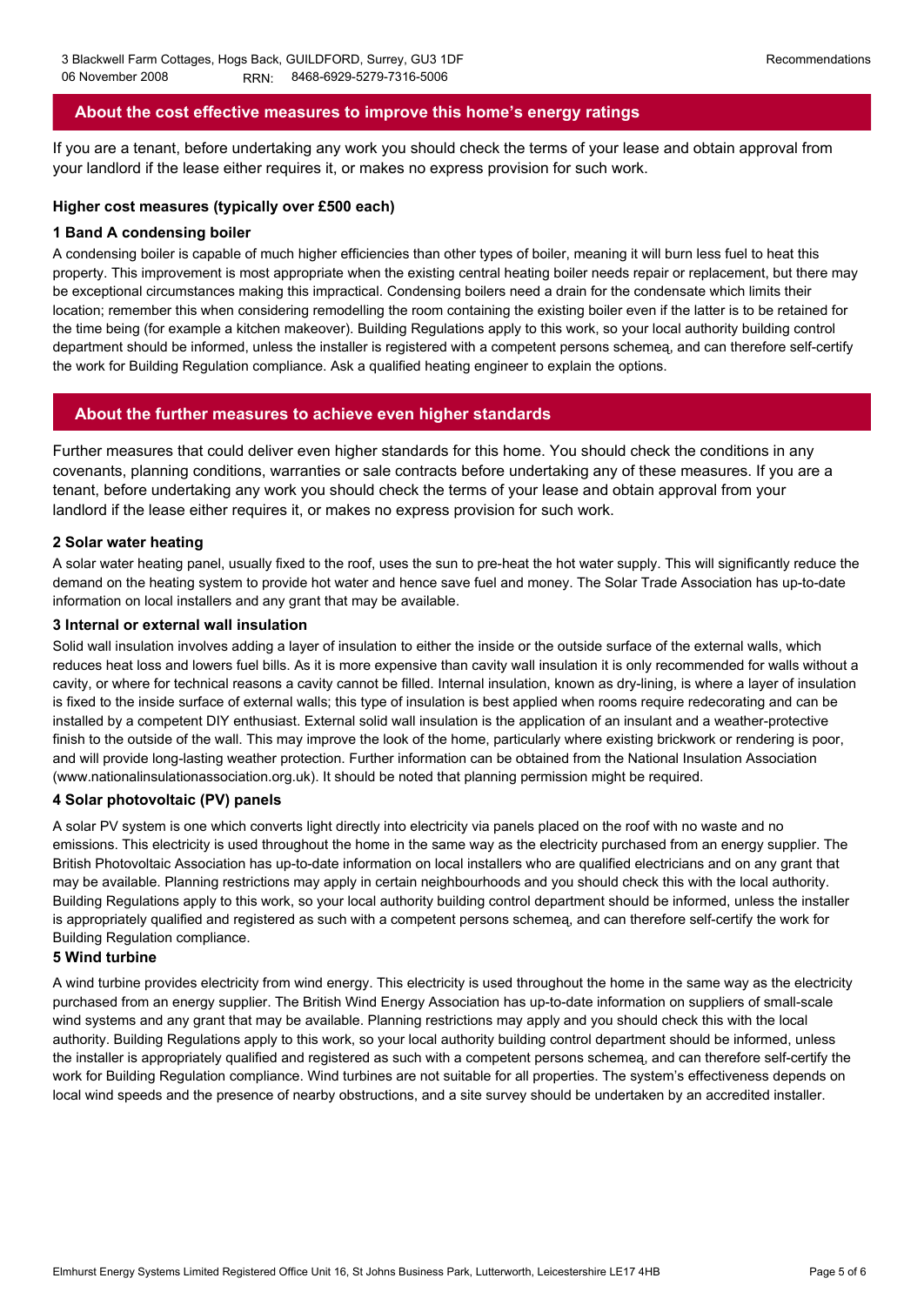## About the cost effective measures to improve this home's energy ratings

If you are a tenant, before undertaking any work you should check the terms of your lease and obtain approval from your landlord if the lease either requires it, or makes no express provision for such work.

**Higher cost measures (typically over £500 each)**

**1 Band A condensing boiler**

A condensing boiler is capable of much higher efficiencies than other types of boiler, meaning it will burn less fuel to heat this property. This improvement is most appropriate when the existing central heating boiler needs repair or replacement, but there may be exceptional circumstances making this impractical. Condensing boilers need a drain for the condensate which limits their location; remember this when considering remodelling the room containing the existing boiler even if the latter is to be retained for the time being (for example a kitchen makeover). Building Regulations apply to this work, so your local authority building control department should be informed, unless the installer is registered with a competent persons schemeą, and can therefore self-certify the work for Building Regulation compliance. Ask a qualified heating engineer to explain the options.

## About the further measures to achieve even higher standards

Further measures that could deliver even higher standards for this home. You should check the conditions in any covenants, planning conditions, warranties or sale contracts before undertaking any of these measures. If you are a tenant, before undertaking any work you should check the terms of your lease and obtain approval from your landlord if the lease either requires it, or makes no express provision for such work.

**2 Solar water heating**

A solar water heating panel, usually fixed to the roof, uses the sun to pre-heat the hot water supply. This will significantly reduce the demand on the heating system to provide hot water and hence save fuel and money. The Solar Trade Association has up-to-date information on local installers and any grant that may be available.

**3 Internal or external wall insulation**

Solid wall insulation involves adding a layer of insulation to either the inside or the outside surface of the external walls, which reduces heat loss and lowers fuel bills. As it is more expensive than cavity wall insulation it is only recommended for walls without a cavity, or where for technical reasons a cavity cannot be filled. Internal insulation, known as dry-lining, is where a layer of insulation is fixed to the inside surface of external walls; this type of insulation is best applied when rooms require redecorating and can be installed by a competent DIY enthusiast. External solid wall insulation is the application of an insulant and a weather-protective finish to the outside of the wall. This may improve the look of the home, particularly where existing brickwork or rendering is poor, and will provide long-lasting weather protection. Further information can be obtained from the National Insulation Association (www.nationalinsulationassociation.org.uk). It should be noted that planning permission might be required.

**4 Solar photovoltaic (PV) panels**

A solar PV system is one which converts light directly into electricity via panels placed on the roof with no waste and no emissions. This electricity is used throughout the home in the same way as the electricity purchased from an energy supplier. The British Photovoltaic Association has up-to-date information on local installers who are qualified electricians and on any grant that may be available. Planning restrictions may apply in certain neighbourhoods and you should check this with the local authority. Building Regulations apply to this work, so your local authority building control department should be informed, unless the installer is appropriately qualified and registered as such with a competent persons schemeą, and can therefore self-certify the work for Building Regulation compliance.

**5 Wind turbine**

A wind turbine provides electricity from wind energy. This electricity is used throughout the home in the same way as the electricity purchased from an energy supplier. The British Wind Energy Association has up-to-date information on suppliers of small-scale wind systems and any grant that may be available. Planning restrictions may apply and you should check this with the local authority. Building Regulations apply to this work, so your local authority building control department should be informed, unless the installer is appropriately qualified and registered as such with a competent persons schemeą, and can therefore self-certify the work for Building Regulation compliance. Wind turbines are not suitable for all properties. The system's effectiveness depends on local wind speeds and the presence of nearby obstructions, and a site survey should be undertaken by an accredited installer.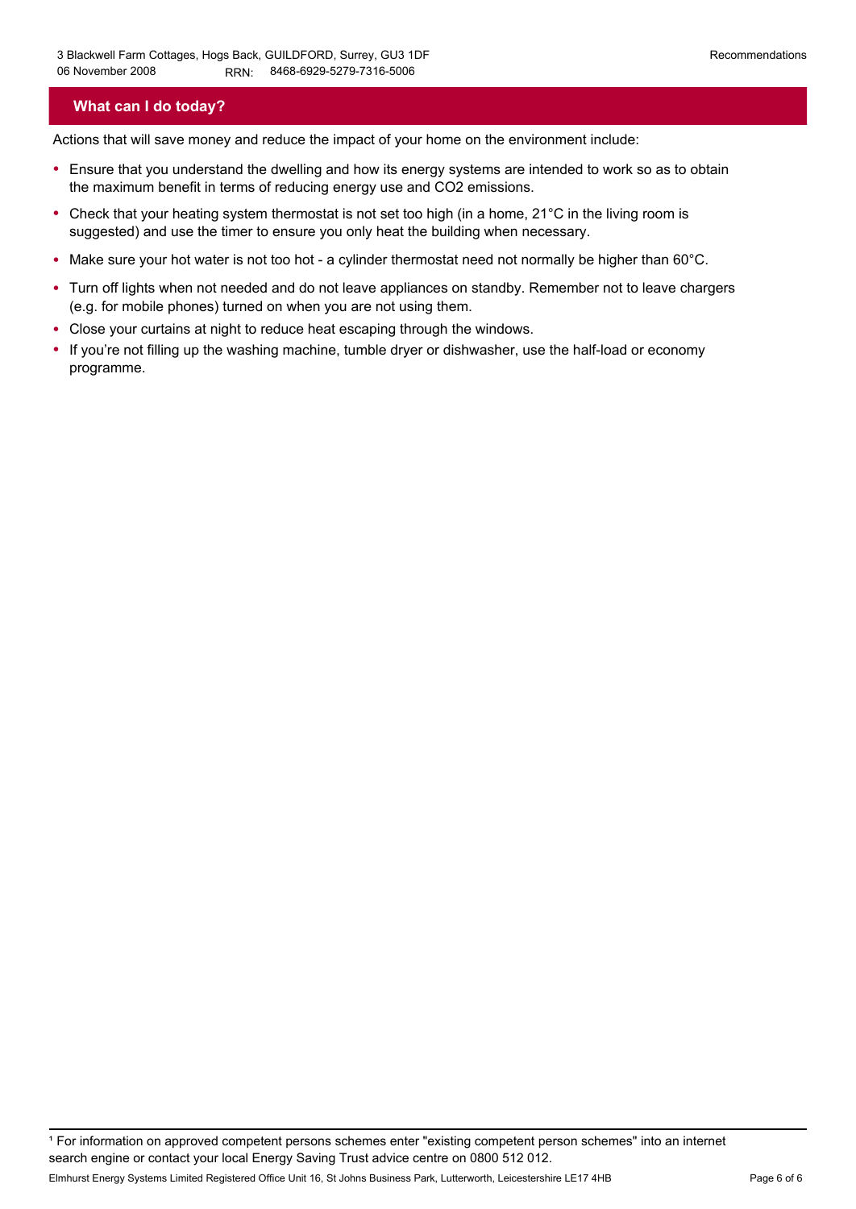## What can I do today?

Actions that will save money and reduce the impact of your home on the environment include:

- Ensure that you understand the dwelling and how its energy systems are intended to work so as to obtain the maximum benefit in terms of reducing energy use and $CO_2$ emissions.
- Check that your heating system thermostat is not set too high (in a home, 21°C in the living room is suggested) and use the timer to ensure you only heat the building when necessary.
- Make sure your hot water is not too hot - a cylinder thermostat need not normally be higher than 60°C.
- Turn off lights when not needed and do not leave appliances on standby. Remember not to leave chargers (e.g. for mobile phones) turned on when you are not using them.
- Close your curtains at night to reduce heat escaping through the windows.
- If you're not filling up the washing machine, tumble dryer or dishwasher, use the half-load or economy programme.

[1] For information on approved competent persons schemes enter "existing competent person schemes" into an internet search engine or contact your local Energy Saving Trust advice centre on 0800 512 012.